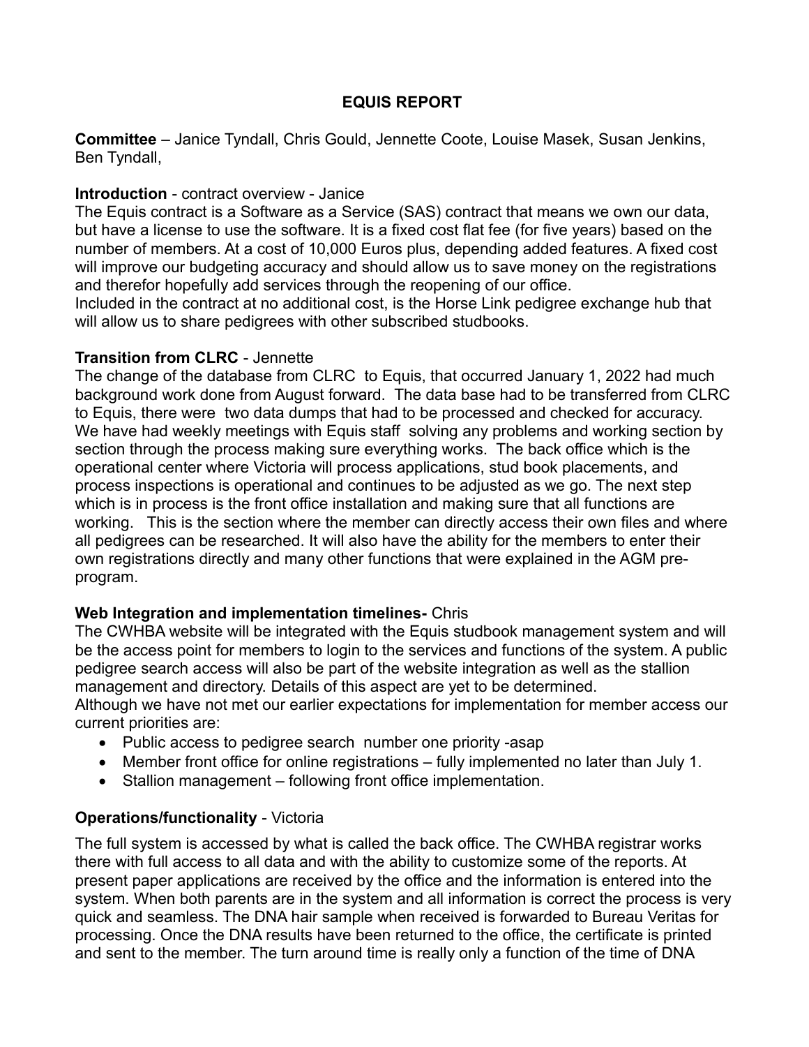# EQUIS REPORT

**Committee** – Janice Tyndall, Chris Gould, Jennette Coote, Louise Masek, Susan Jenkins, Ben Tyndall,

**Introduction** - contract overview - Janice

The Equis contract is a Software as a Service (SAS) contract that means we own our data, but have a license to use the software. It is a fixed cost flat fee (for five years) based on the number of members. At a cost of 10,000 Euros plus, depending added features. A fixed cost will improve our budgeting accuracy and should allow us to save money on the registrations and therefor hopefully add services through the reopening of our office.

Included in the contract at no additional cost, is the Horse Link pedigree exchange hub that will allow us to share pedigrees with other subscribed studbooks.

**Transition from CLRC** - Jennette

The change of the database from CLRC to Equis, that occurred January 1, 2022 had much background work done from August forward. The data base had to be transferred from CLRC to Equis, there were two data dumps that had to be processed and checked for accuracy. We have had weekly meetings with Equis staff solving any problems and working section by section through the process making sure everything works. The back office which is the operational center where Victoria will process applications, stud book placements, and process inspections is operational and continues to be adjusted as we go. The next step which is in process is the front office installation and making sure that all functions are working. This is the section where the member can directly access their own files and where all pedigrees can be researched. It will also have the ability for the members to enter their own registrations directly and many other functions that were explained in the AGM pre-program.

**Web Integration and implementation timelines-** Chris

The CWHBA website will be integrated with the Equis studbook management system and will be the access point for members to login to the services and functions of the system. A public pedigree search access will also be part of the website integration as well as the stallion management and directory. Details of this aspect are yet to be determined.

Although we have not met our earlier expectations for implementation for member access our current priorities are:

- Public access to pedigree search number one priority -asap
- Member front office for online registrations – fully implemented no later than July 1.
- Stallion management – following front office implementation.

**Operations/functionality** - Victoria

The full system is accessed by what is called the back office. The CWHBA registrar works there with full access to all data and with the ability to customize some of the reports. At present paper applications are received by the office and the information is entered into the system. When both parents are in the system and all information is correct the process is very quick and seamless. The DNA hair sample when received is forwarded to Bureau Veritas for processing. Once the DNA results have been returned to the office, the certificate is printed and sent to the member. The turn around time is really only a function of the time of DNA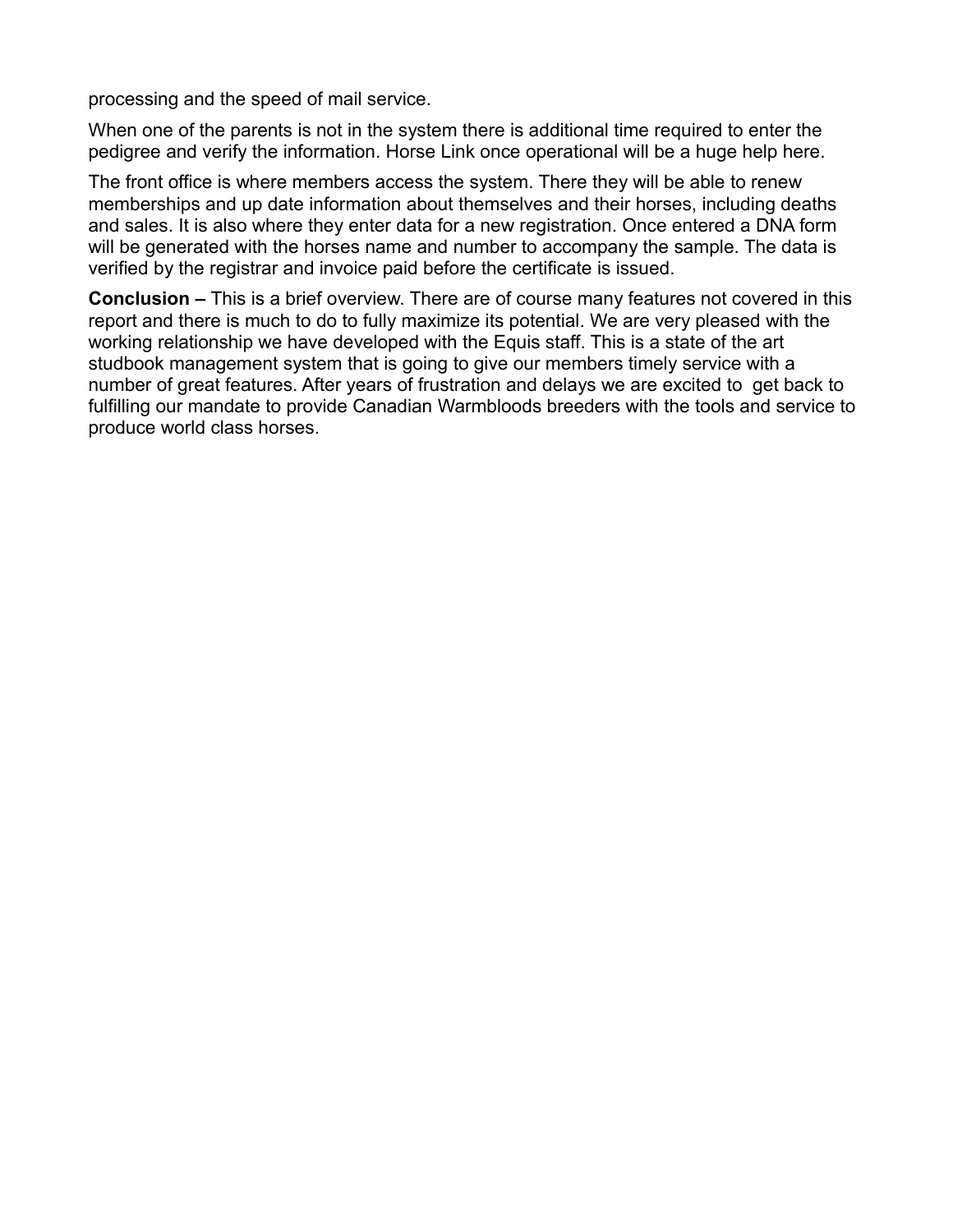processing and the speed of mail service.

When one of the parents is not in the system there is additional time required to enter the pedigree and verify the information. Horse Link once operational will be a huge help here.

The front office is where members access the system. There they will be able to renew memberships and up date information about themselves and their horses, including deaths and sales. It is also where they enter data for a new registration. Once entered a DNA form will be generated with the horses name and number to accompany the sample. The data is verified by the registrar and invoice paid before the certificate is issued.

**Conclusion –** This is a brief overview. There are of course many features not covered in this report and there is much to do to fully maximize its potential. We are very pleased with the working relationship we have developed with the Equis staff. This is a state of the art studbook management system that is going to give our members timely service with a number of great features. After years of frustration and delays we are excited to get back to fulfilling our mandate to provide Canadian Warmbloods breeders with the tools and service to produce world class horses.